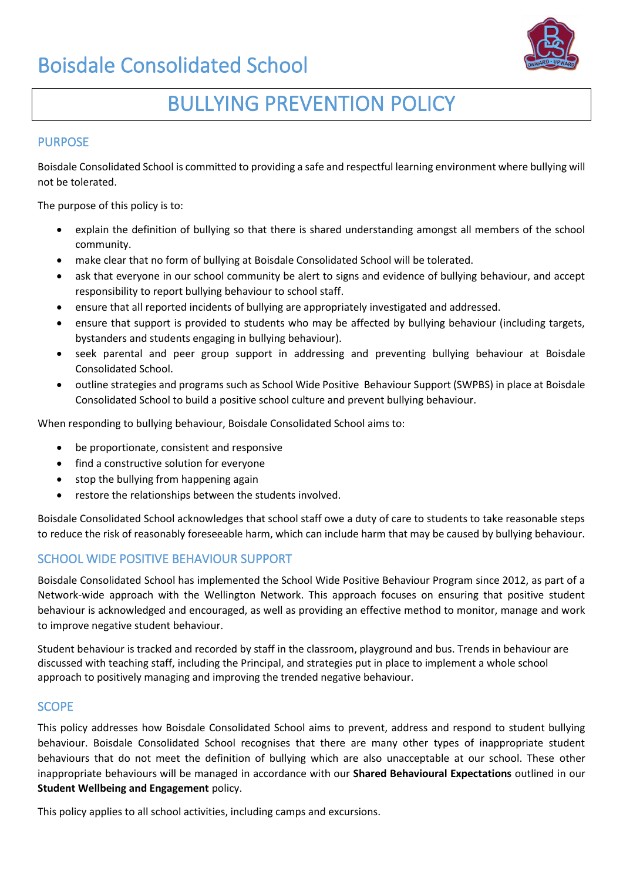# Boisdale Consolidated School

# BULLYING PREVENTION POLICY

## PURPOSE

Boisdale Consolidated School is committed to providing a safe and respectful learning environment where bullying will not be tolerated.

The purpose of this policy is to:

- explain the definition of bullying so that there is shared understanding amongst all members of the school community.
- make clear that no form of bullying at Boisdale Consolidated School will be tolerated.
- ask that everyone in our school community be alert to signs and evidence of bullying behaviour, and accept responsibility to report bullying behaviour to school staff.
- ensure that all reported incidents of bullying are appropriately investigated and addressed.
- ensure that support is provided to students who may be affected by bullying behaviour (including targets, bystanders and students engaging in bullying behaviour).
- seek parental and peer group support in addressing and preventing bullying behaviour at Boisdale Consolidated School.
- outline strategies and programs such as School Wide Positive Behaviour Support (SWPBS) in place at Boisdale Consolidated School to build a positive school culture and prevent bullying behaviour.

When responding to bullying behaviour, Boisdale Consolidated School aims to:

- be proportionate, consistent and responsive
- find a constructive solution for everyone
- stop the bullying from happening again
- restore the relationships between the students involved.

Boisdale Consolidated School acknowledges that school staff owe a duty of care to students to take reasonable steps to reduce the risk of reasonably foreseeable harm, which can include harm that may be caused by bullying behaviour.

## SCHOOL WIDE POSITIVE BEHAVIOUR SUPPORT

Boisdale Consolidated School has implemented the School Wide Positive Behaviour Program since 2012, as part of a Network-wide approach with the Wellington Network. This approach focuses on ensuring that positive student behaviour is acknowledged and encouraged, as well as providing an effective method to monitor, manage and work to improve negative student behaviour.

Student behaviour is tracked and recorded by staff in the classroom, playground and bus. Trends in behaviour are discussed with teaching staff, including the Principal, and strategies put in place to implement a whole school approach to positively managing and improving the trended negative behaviour.

## SCOPE

This policy addresses how Boisdale Consolidated School aims to prevent, address and respond to student bullying behaviour. Boisdale Consolidated School recognises that there are many other types of inappropriate student behaviours that do not meet the definition of bullying which are also unacceptable at our school. These other inappropriate behaviours will be managed in accordance with our **Shared Behavioural Expectations** outlined in our **Student Wellbeing and Engagement** policy.

This policy applies to all school activities, including camps and excursions.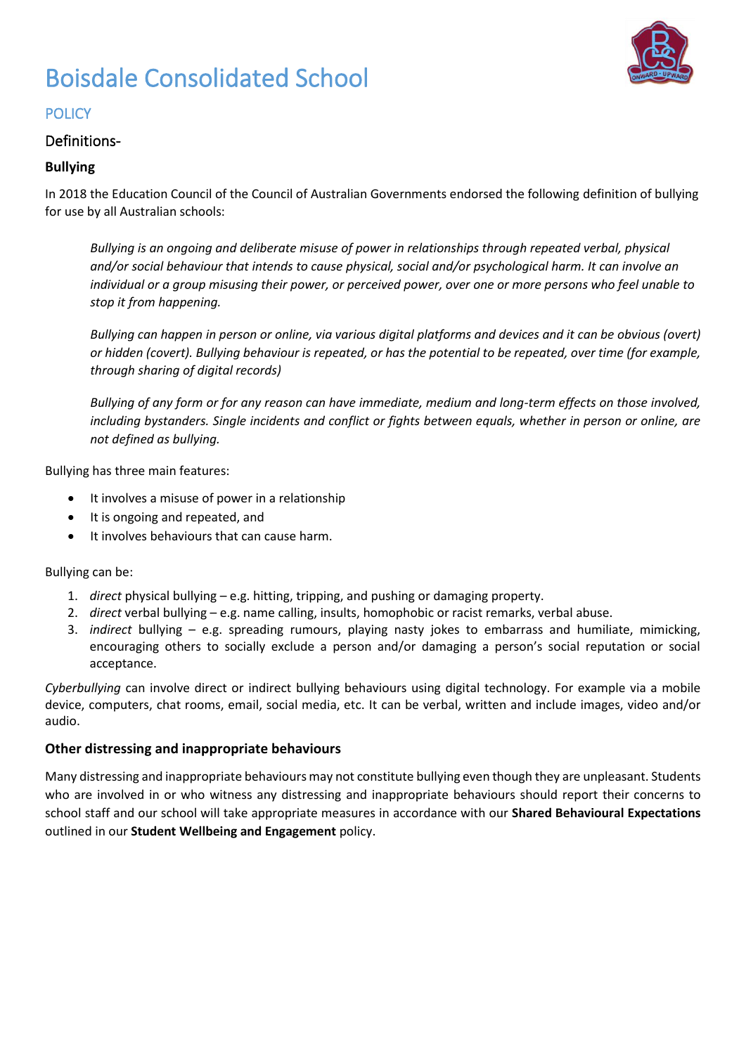# Boisdale Consolidated School

## POLICY

### Definitions-

**Bullying**

In 2018 the Education Council of the Council of Australian Governments endorsed the following definition of bullying for use by all Australian schools:

> *Bullying is an ongoing and deliberate misuse of power in relationships through repeated verbal, physical and/or social behaviour that intends to cause physical, social and/or psychological harm. It can involve an individual or a group misusing their power, or perceived power, over one or more persons who feel unable to stop it from happening.*
>
> *Bullying can happen in person or online, via various digital platforms and devices and it can be obvious (overt) or hidden (covert). Bullying behaviour is repeated, or has the potential to be repeated, over time (for example, through sharing of digital records)*
>
> *Bullying of any form or for any reason can have immediate, medium and long-term effects on those involved, including bystanders. Single incidents and conflict or fights between equals, whether in person or online, are not defined as bullying.*

Bullying has three main features:

- It involves a misuse of power in a relationship
- It is ongoing and repeated, and
- It involves behaviours that can cause harm.

Bullying can be:

1. *direct* physical bullying – e.g. hitting, tripping, and pushing or damaging property.
2. *direct* verbal bullying – e.g. name calling, insults, homophobic or racist remarks, verbal abuse.
3. *indirect* bullying – e.g. spreading rumours, playing nasty jokes to embarrass and humiliate, mimicking, encouraging others to socially exclude a person and/or damaging a person's social reputation or social acceptance.

*Cyberbullying* can involve direct or indirect bullying behaviours using digital technology. For example via a mobile device, computers, chat rooms, email, social media, etc. It can be verbal, written and include images, video and/or audio.

**Other distressing and inappropriate behaviours**

Many distressing and inappropriate behaviours may not constitute bullying even though they are unpleasant. Students who are involved in or who witness any distressing and inappropriate behaviours should report their concerns to school staff and our school will take appropriate measures in accordance with our **Shared Behavioural Expectations** outlined in our **Student Wellbeing and Engagement** policy.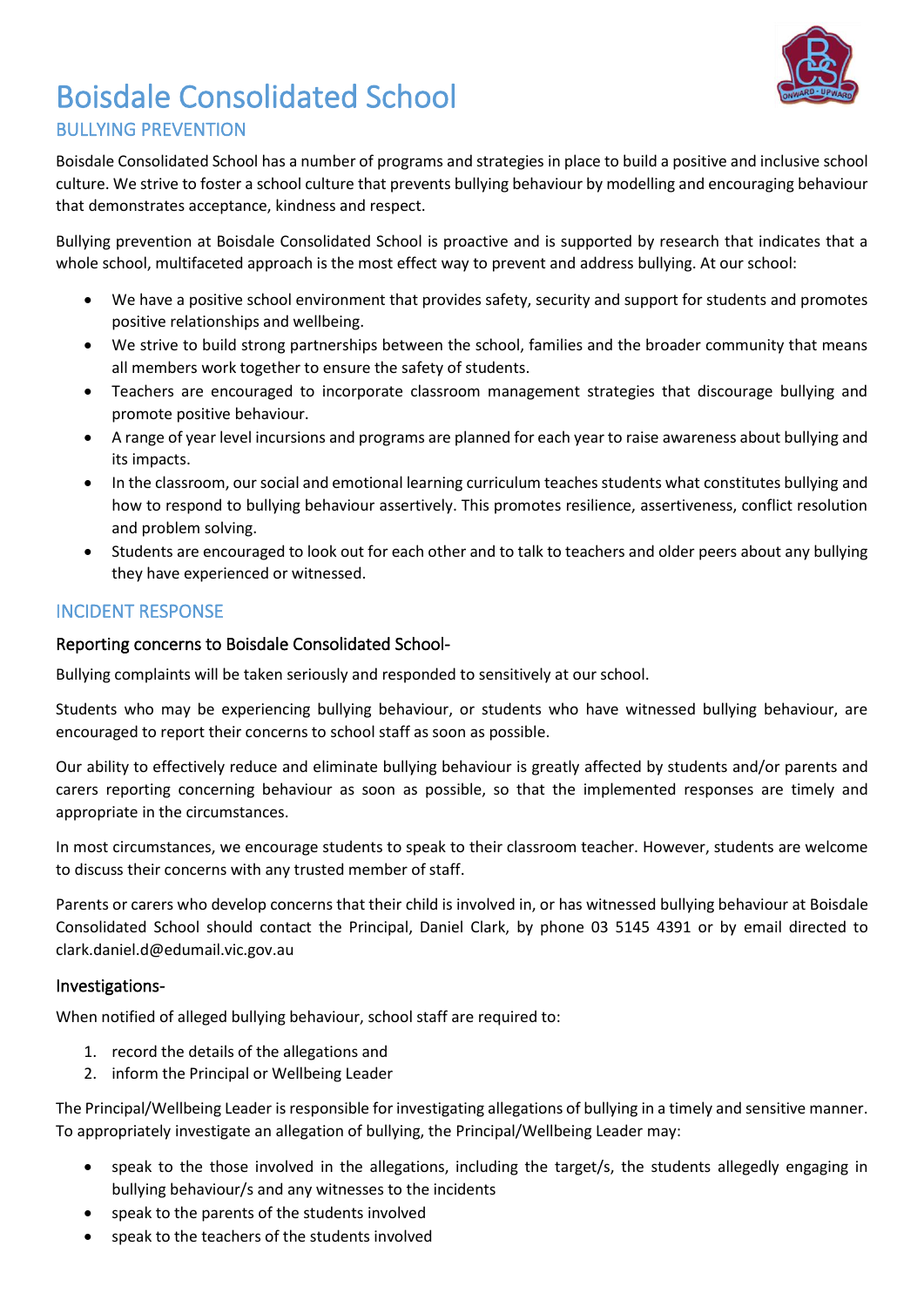# Boisdale Consolidated School

## BULLYING PREVENTION

Boisdale Consolidated School has a number of programs and strategies in place to build a positive and inclusive school culture. We strive to foster a school culture that prevents bullying behaviour by modelling and encouraging behaviour that demonstrates acceptance, kindness and respect.

Bullying prevention at Boisdale Consolidated School is proactive and is supported by research that indicates that a whole school, multifaceted approach is the most effect way to prevent and address bullying. At our school:

- We have a positive school environment that provides safety, security and support for students and promotes positive relationships and wellbeing.
- We strive to build strong partnerships between the school, families and the broader community that means all members work together to ensure the safety of students.
- Teachers are encouraged to incorporate classroom management strategies that discourage bullying and promote positive behaviour.
- A range of year level incursions and programs are planned for each year to raise awareness about bullying and its impacts.
- In the classroom, our social and emotional learning curriculum teaches students what constitutes bullying and how to respond to bullying behaviour assertively. This promotes resilience, assertiveness, conflict resolution and problem solving.
- Students are encouraged to look out for each other and to talk to teachers and older peers about any bullying they have experienced or witnessed.

## INCIDENT RESPONSE

### Reporting concerns to Boisdale Consolidated School-

Bullying complaints will be taken seriously and responded to sensitively at our school.

Students who may be experiencing bullying behaviour, or students who have witnessed bullying behaviour, are encouraged to report their concerns to school staff as soon as possible.

Our ability to effectively reduce and eliminate bullying behaviour is greatly affected by students and/or parents and carers reporting concerning behaviour as soon as possible, so that the implemented responses are timely and appropriate in the circumstances.

In most circumstances, we encourage students to speak to their classroom teacher. However, students are welcome to discuss their concerns with any trusted member of staff.

Parents or carers who develop concerns that their child is involved in, or has witnessed bullying behaviour at Boisdale Consolidated School should contact the Principal, Daniel Clark, by phone 03 5145 4391 or by email directed to clark.daniel.d@edumail.vic.gov.au

### Investigations-

When notified of alleged bullying behaviour, school staff are required to:

1. record the details of the allegations and
2. inform the Principal or Wellbeing Leader

The Principal/Wellbeing Leader is responsible for investigating allegations of bullying in a timely and sensitive manner. To appropriately investigate an allegation of bullying, the Principal/Wellbeing Leader may:

- speak to the those involved in the allegations, including the target/s, the students allegedly engaging in bullying behaviour/s and any witnesses to the incidents
- speak to the parents of the students involved
- speak to the teachers of the students involved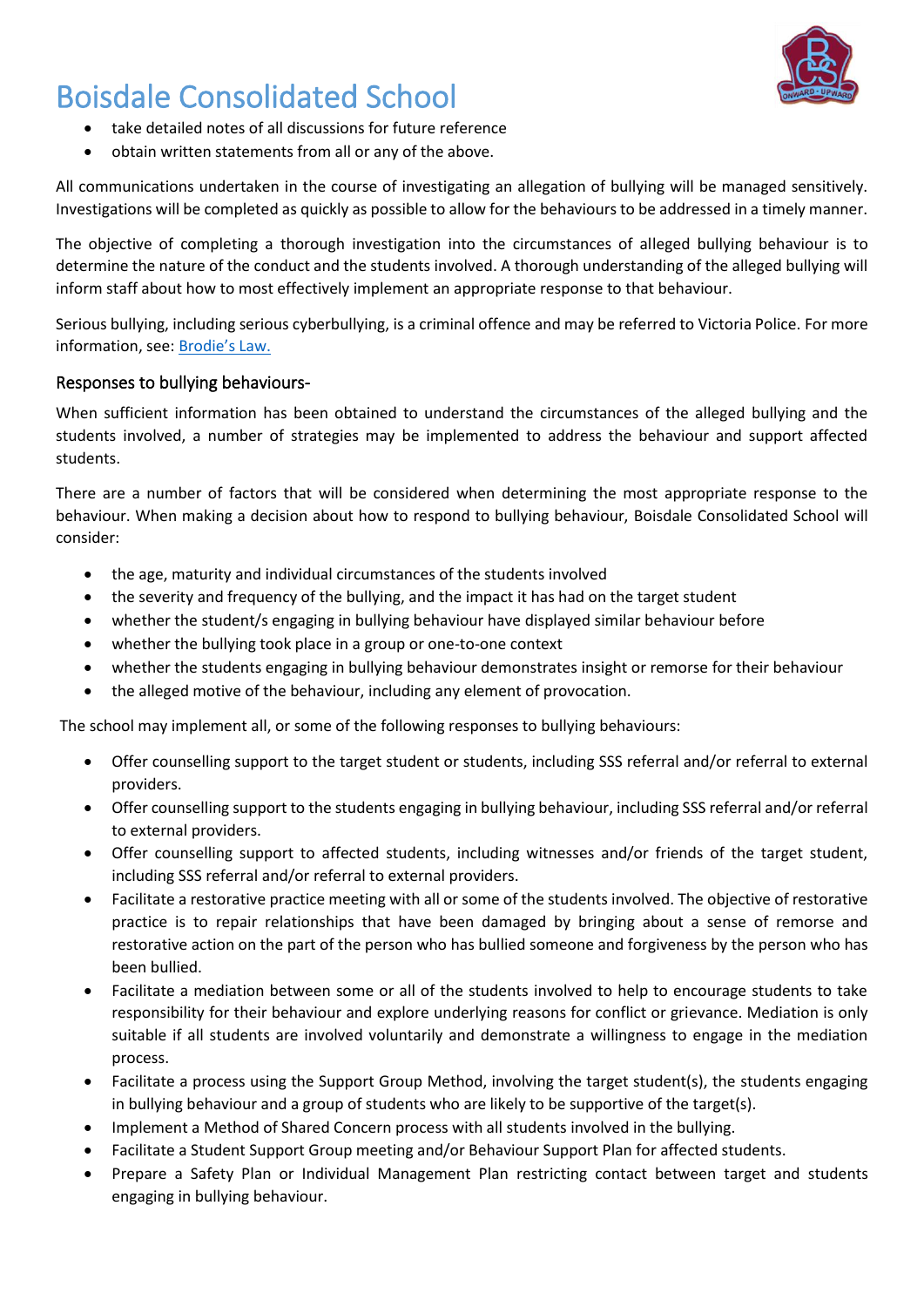- take detailed notes of all discussions for future reference
- obtain written statements from all or any of the above.

All communications undertaken in the course of investigating an allegation of bullying will be managed sensitively. Investigations will be completed as quickly as possible to allow for the behaviours to be addressed in a timely manner.

The objective of completing a thorough investigation into the circumstances of alleged bullying behaviour is to determine the nature of the conduct and the students involved. A thorough understanding of the alleged bullying will inform staff about how to most effectively implement an appropriate response to that behaviour.

Serious bullying, including serious cyberbullying, is a criminal offence and may be referred to Victoria Police. For more information, see: [Brodie's Law.]()

### Responses to bullying behaviours-

When sufficient information has been obtained to understand the circumstances of the alleged bullying and the students involved, a number of strategies may be implemented to address the behaviour and support affected students.

There are a number of factors that will be considered when determining the most appropriate response to the behaviour. When making a decision about how to respond to bullying behaviour, Boisdale Consolidated School will consider:

- the age, maturity and individual circumstances of the students involved
- the severity and frequency of the bullying, and the impact it has had on the target student
- whether the student/s engaging in bullying behaviour have displayed similar behaviour before
- whether the bullying took place in a group or one-to-one context
- whether the students engaging in bullying behaviour demonstrates insight or remorse for their behaviour
- the alleged motive of the behaviour, including any element of provocation.

The school may implement all, or some of the following responses to bullying behaviours:

- Offer counselling support to the target student or students, including SSS referral and/or referral to external providers.
- Offer counselling support to the students engaging in bullying behaviour, including SSS referral and/or referral to external providers.
- Offer counselling support to affected students, including witnesses and/or friends of the target student, including SSS referral and/or referral to external providers.
- Facilitate a restorative practice meeting with all or some of the students involved. The objective of restorative practice is to repair relationships that have been damaged by bringing about a sense of remorse and restorative action on the part of the person who has bullied someone and forgiveness by the person who has been bullied.
- Facilitate a mediation between some or all of the students involved to help to encourage students to take responsibility for their behaviour and explore underlying reasons for conflict or grievance. Mediation is only suitable if all students are involved voluntarily and demonstrate a willingness to engage in the mediation process.
- Facilitate a process using the Support Group Method, involving the target student(s), the students engaging in bullying behaviour and a group of students who are likely to be supportive of the target(s).
- Implement a Method of Shared Concern process with all students involved in the bullying.
- Facilitate a Student Support Group meeting and/or Behaviour Support Plan for affected students.
- Prepare a Safety Plan or Individual Management Plan restricting contact between target and students engaging in bullying behaviour.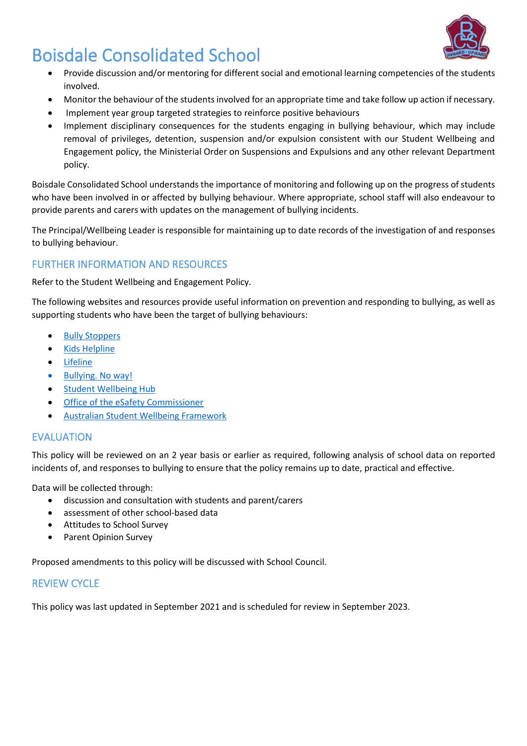- Provide discussion and/or mentoring for different social and emotional learning competencies of the students involved.
- Monitor the behaviour of the students involved for an appropriate time and take follow up action if necessary.
- Implement year group targeted strategies to reinforce positive behaviours
- Implement disciplinary consequences for the students engaging in bullying behaviour, which may include removal of privileges, detention, suspension and/or expulsion consistent with our Student Wellbeing and Engagement policy, the Ministerial Order on Suspensions and Expulsions and any other relevant Department policy.

Boisdale Consolidated School understands the importance of monitoring and following up on the progress of students who have been involved in or affected by bullying behaviour. Where appropriate, school staff will also endeavour to provide parents and carers with updates on the management of bullying incidents.

The Principal/Wellbeing Leader is responsible for maintaining up to date records of the investigation of and responses to bullying behaviour.

## FURTHER INFORMATION AND RESOURCES

Refer to the Student Wellbeing and Engagement Policy.

The following websites and resources provide useful information on prevention and responding to bullying, as well as supporting students who have been the target of bullying behaviours:

- Bully Stoppers
- Kids Helpline
- Lifeline
- Bullying. No way!
- Student Wellbeing Hub
- Office of the eSafety Commissioner
- Australian Student Wellbeing Framework

## EVALUATION

This policy will be reviewed on an 2 year basis or earlier as required, following analysis of school data on reported incidents of, and responses to bullying to ensure that the policy remains up to date, practical and effective.

Data will be collected through:

- discussion and consultation with students and parent/carers
- assessment of other school-based data
- Attitudes to School Survey
- Parent Opinion Survey

Proposed amendments to this policy will be discussed with School Council.

## REVIEW CYCLE

This policy was last updated in September 2021 and is scheduled for review in September 2023.